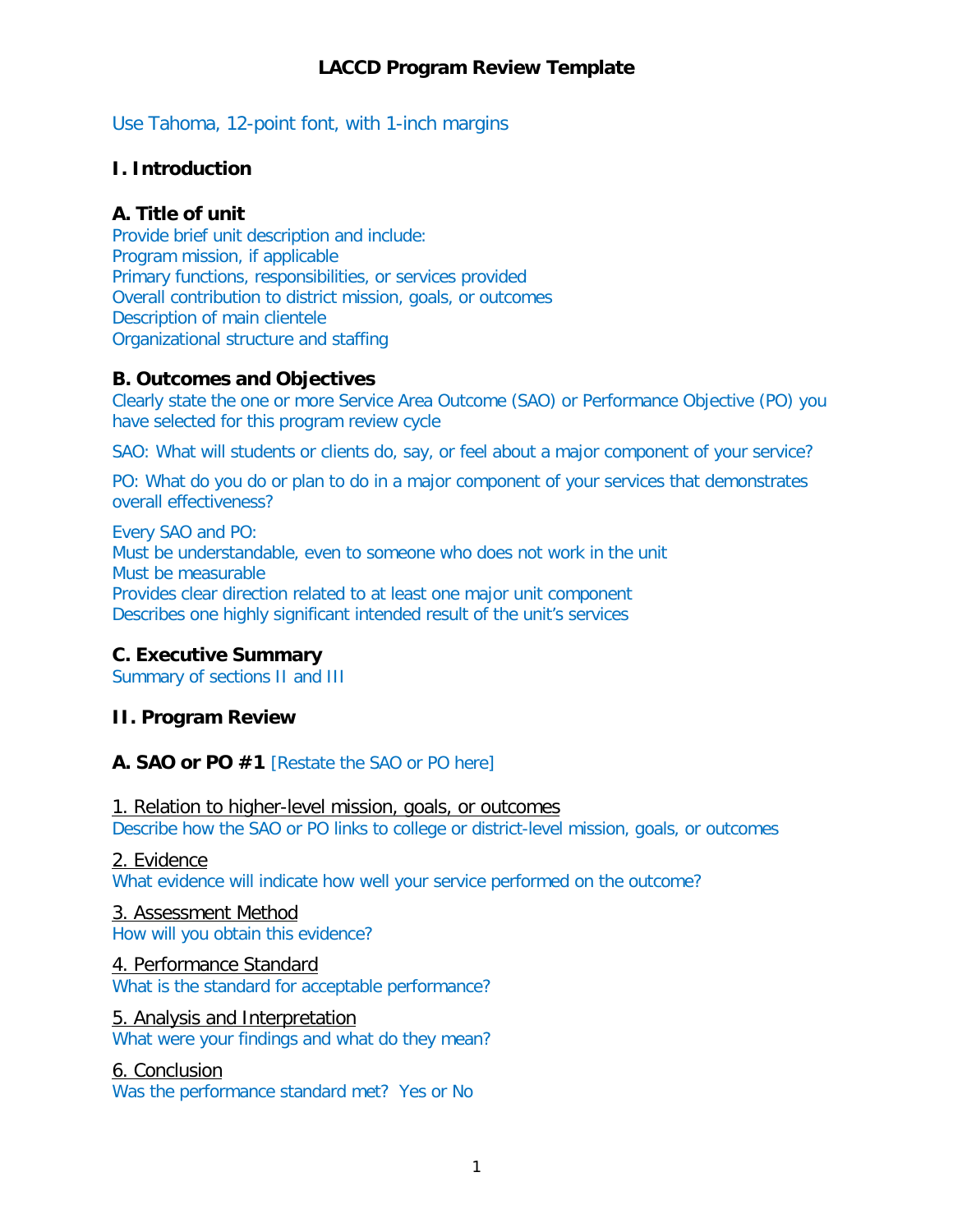# LACCD Program Review Template

Use Tahoma, 12-point font, with 1-inch margins

## I. Introduction

### A. Title of unit

Provide brief unit description and include:
Program mission, if applicable
Primary functions, responsibilities, or services provided
Overall contribution to district mission, goals, or outcomes
Description of main clientele
Organizational structure and staffing

### B. Outcomes and Objectives

Clearly state the one or more Service Area Outcome (SAO) or Performance Objective (PO) you have selected for this program review cycle

SAO: What will students or clients do, say, or feel about a major component of your service?

PO: What do you do or plan to do in a major component of your services that demonstrates overall effectiveness?

Every SAO and PO:
Must be understandable, even to someone who does not work in the unit
Must be measurable
Provides clear direction related to at least one major unit component
Describes one highly significant intended result of the unit's services

### C. Executive Summary

Summary of sections II and III

## II. Program Review

### A. SAO or PO #1 [Restate the SAO or PO here]

1. Relation to higher-level mission, goals, or outcomes

Describe how the SAO or PO links to college or district-level mission, goals, or outcomes

2. Evidence

What evidence will indicate how well your service performed on the outcome?

3. Assessment Method

How will you obtain this evidence?

4. Performance Standard

What is the standard for acceptable performance?

5. Analysis and Interpretation

What were your findings and what do they mean?

6. Conclusion

Was the performance standard met? Yes or No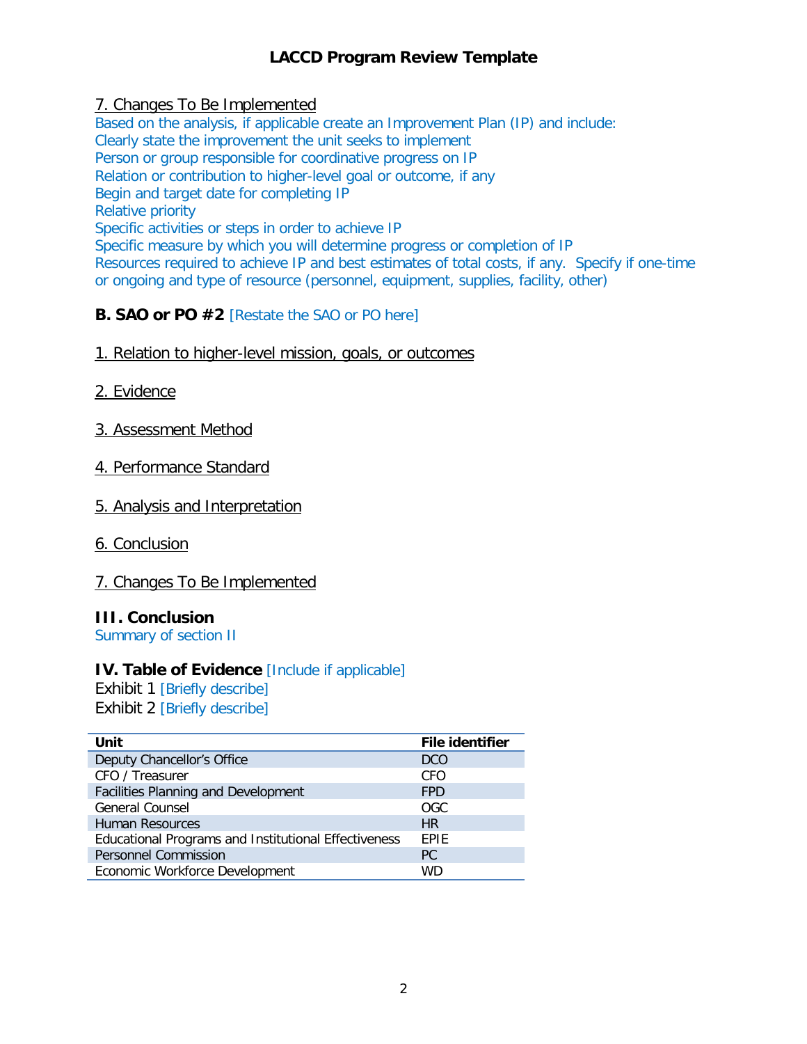7. Changes To Be Implemented

Based on the analysis, if applicable create an Improvement Plan (IP) and include:
Clearly state the improvement the unit seeks to implement
Person or group responsible for coordinative progress on IP
Relation or contribution to higher-level goal or outcome, if any
Begin and target date for completing IP
Relative priority
Specific activities or steps in order to achieve IP
Specific measure by which you will determine progress or completion of IP
Resources required to achieve IP and best estimates of total costs, if any. Specify if one-time or ongoing and type of resource (personnel, equipment, supplies, facility, other)

**B. SAO or PO #2** [Restate the SAO or PO here]

1. Relation to higher-level mission, goals, or outcomes

2. Evidence

3. Assessment Method

4. Performance Standard

5. Analysis and Interpretation

6. Conclusion

7. Changes To Be Implemented

## III. Conclusion

Summary of section II

## IV. Table of Evidence [Include if applicable]

Exhibit 1 [Briefly describe]
Exhibit 2 [Briefly describe]

| Unit | File identifier |
|---|---|
| Deputy Chancellor's Office | DCO |
| CFO / Treasurer | CFO |
| Facilities Planning and Development | FPD |
| General Counsel | OGC |
| Human Resources | HR |
| Educational Programs and Institutional Effectiveness | EPIE |
| Personnel Commission | PC |
| Economic Workforce Development | WD |